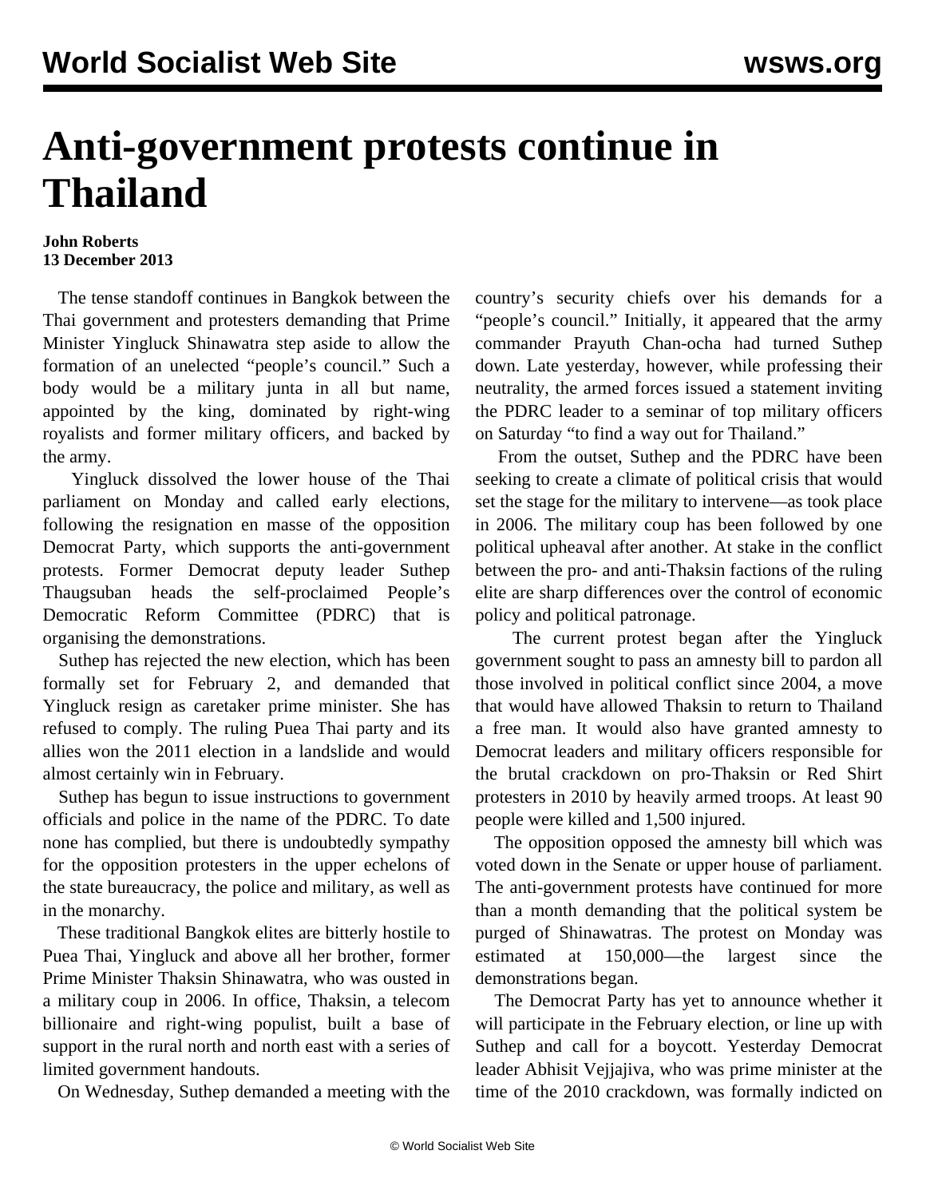# Anti-government protests continue in Thailand

**John Roberts**
**13 December 2013**

The tense standoff continues in Bangkok between the Thai government and protesters demanding that Prime Minister Yingluck Shinawatra step aside to allow the formation of an unelected "people's council." Such a body would be a military junta in all but name, appointed by the king, dominated by right-wing royalists and former military officers, and backed by the army.

Yingluck dissolved the lower house of the Thai parliament on Monday and called early elections, following the resignation en masse of the opposition Democrat Party, which supports the anti-government protests. Former Democrat deputy leader Suthep Thaugsuban heads the self-proclaimed People's Democratic Reform Committee (PDRC) that is organising the demonstrations.

Suthep has rejected the new election, which has been formally set for February 2, and demanded that Yingluck resign as caretaker prime minister. She has refused to comply. The ruling Puea Thai party and its allies won the 2011 election in a landslide and would almost certainly win in February.

Suthep has begun to issue instructions to government officials and police in the name of the PDRC. To date none has complied, but there is undoubtedly sympathy for the opposition protesters in the upper echelons of the state bureaucracy, the police and military, as well as in the monarchy.

These traditional Bangkok elites are bitterly hostile to Puea Thai, Yingluck and above all her brother, former Prime Minister Thaksin Shinawatra, who was ousted in a military coup in 2006. In office, Thaksin, a telecom billionaire and right-wing populist, built a base of support in the rural north and north east with a series of limited government handouts.

On Wednesday, Suthep demanded a meeting with the country's security chiefs over his demands for a "people's council." Initially, it appeared that the army commander Prayuth Chan-ocha had turned Suthep down. Late yesterday, however, while professing their neutrality, the armed forces issued a statement inviting the PDRC leader to a seminar of top military officers on Saturday "to find a way out for Thailand."

From the outset, Suthep and the PDRC have been seeking to create a climate of political crisis that would set the stage for the military to intervene—as took place in 2006. The military coup has been followed by one political upheaval after another. At stake in the conflict between the pro- and anti-Thaksin factions of the ruling elite are sharp differences over the control of economic policy and political patronage.

The current protest began after the Yingluck government sought to pass an amnesty bill to pardon all those involved in political conflict since 2004, a move that would have allowed Thaksin to return to Thailand a free man. It would also have granted amnesty to Democrat leaders and military officers responsible for the brutal crackdown on pro-Thaksin or Red Shirt protesters in 2010 by heavily armed troops. At least 90 people were killed and 1,500 injured.

The opposition opposed the amnesty bill which was voted down in the Senate or upper house of parliament. The anti-government protests have continued for more than a month demanding that the political system be purged of Shinawatras. The protest on Monday was estimated at 150,000—the largest since the demonstrations began.

The Democrat Party has yet to announce whether it will participate in the February election, or line up with Suthep and call for a boycott. Yesterday Democrat leader Abhisit Vejjajiva, who was prime minister at the time of the 2010 crackdown, was formally indicted on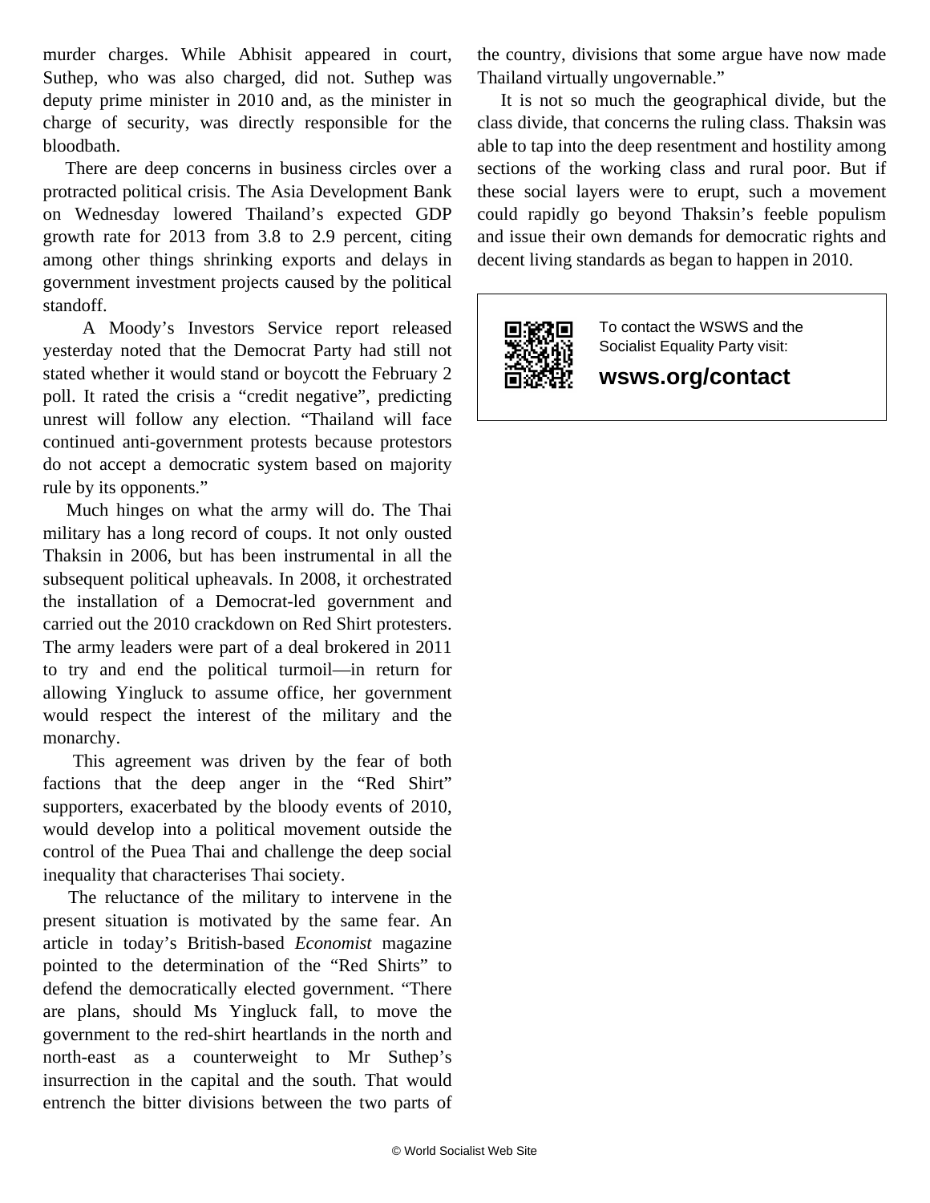murder charges. While Abhisit appeared in court, Suthep, who was also charged, did not. Suthep was deputy prime minister in 2010 and, as the minister in charge of security, was directly responsible for the bloodbath.

There are deep concerns in business circles over a protracted political crisis. The Asia Development Bank on Wednesday lowered Thailand's expected GDP growth rate for 2013 from 3.8 to 2.9 percent, citing among other things shrinking exports and delays in government investment projects caused by the political standoff.

A Moody's Investors Service report released yesterday noted that the Democrat Party had still not stated whether it would stand or boycott the February 2 poll. It rated the crisis a "credit negative", predicting unrest will follow any election. "Thailand will face continued anti-government protests because protestors do not accept a democratic system based on majority rule by its opponents."

Much hinges on what the army will do. The Thai military has a long record of coups. It not only ousted Thaksin in 2006, but has been instrumental in all the subsequent political upheavals. In 2008, it orchestrated the installation of a Democrat-led government and carried out the 2010 crackdown on Red Shirt protesters. The army leaders were part of a deal brokered in 2011 to try and end the political turmoil—in return for allowing Yingluck to assume office, her government would respect the interest of the military and the monarchy.

This agreement was driven by the fear of both factions that the deep anger in the "Red Shirt" supporters, exacerbated by the bloody events of 2010, would develop into a political movement outside the control of the Puea Thai and challenge the deep social inequality that characterises Thai society.

The reluctance of the military to intervene in the present situation is motivated by the same fear. An article in today's British-based *Economist* magazine pointed to the determination of the "Red Shirts" to defend the democratically elected government. "There are plans, should Ms Yingluck fall, to move the government to the red-shirt heartlands in the north and north-east as a counterweight to Mr Suthep's insurrection in the capital and the south. That would entrench the bitter divisions between the two parts of the country, divisions that some argue have now made Thailand virtually ungovernable."

It is not so much the geographical divide, but the class divide, that concerns the ruling class. Thaksin was able to tap into the deep resentment and hostility among sections of the working class and rural poor. But if these social layers were to erupt, such a movement could rapidly go beyond Thaksin's feeble populism and issue their own demands for democratic rights and decent living standards as began to happen in 2010.

To contact the WSWS and the Socialist Equality Party visit:

**wsws.org/contact**